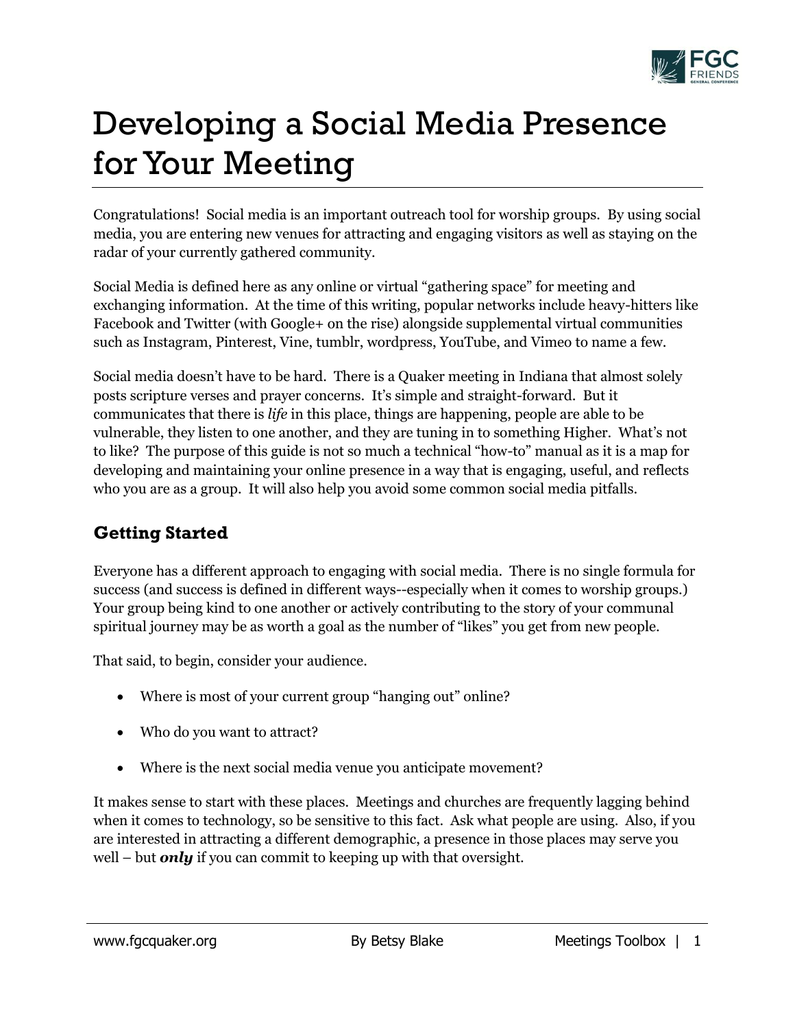# Developing a Social Media Presence for Your Meeting

Congratulations! Social media is an important outreach tool for worship groups. By using social media, you are entering new venues for attracting and engaging visitors as well as staying on the radar of your currently gathered community.

Social Media is defined here as any online or virtual "gathering space" for meeting and exchanging information. At the time of this writing, popular networks include heavy-hitters like Facebook and Twitter (with Google+ on the rise) alongside supplemental virtual communities such as Instagram, Pinterest, Vine, tumblr, wordpress, YouTube, and Vimeo to name a few.

Social media doesn't have to be hard. There is a Quaker meeting in Indiana that almost solely posts scripture verses and prayer concerns. It's simple and straight-forward. But it communicates that there is *life* in this place, things are happening, people are able to be vulnerable, they listen to one another, and they are tuning in to something Higher. What's not to like? The purpose of this guide is not so much a technical "how-to" manual as it is a map for developing and maintaining your online presence in a way that is engaging, useful, and reflects who you are as a group. It will also help you avoid some common social media pitfalls.

## Getting Started

Everyone has a different approach to engaging with social media. There is no single formula for success (and success is defined in different ways--especially when it comes to worship groups.) Your group being kind to one another or actively contributing to the story of your communal spiritual journey may be as worth a goal as the number of "likes" you get from new people.

That said, to begin, consider your audience.

- Where is most of your current group "hanging out" online?
- Who do you want to attract?
- Where is the next social media venue you anticipate movement?

It makes sense to start with these places. Meetings and churches are frequently lagging behind when it comes to technology, so be sensitive to this fact. Ask what people are using. Also, if you are interested in attracting a different demographic, a presence in those places may serve you well – but ***only*** if you can commit to keeping up with that oversight.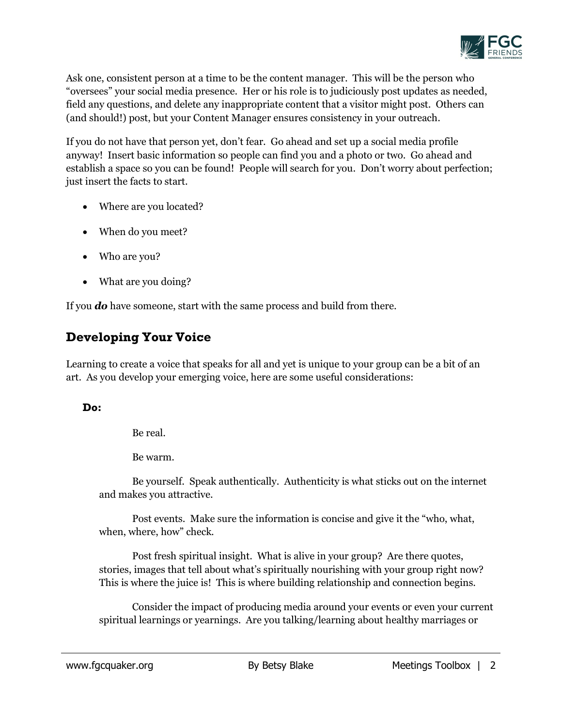Ask one, consistent person at a time to be the content manager. This will be the person who “oversees” your social media presence. Her or his role is to judiciously post updates as needed, field any questions, and delete any inappropriate content that a visitor might post. Others can (and should!) post, but your Content Manager ensures consistency in your outreach.

If you do not have that person yet, don’t fear. Go ahead and set up a social media profile anyway! Insert basic information so people can find you and a photo or two. Go ahead and establish a space so you can be found! People will search for you. Don’t worry about perfection; just insert the facts to start.

- Where are you located?
- When do you meet?
- Who are you?
- What are you doing?

If you ***do*** have someone, start with the same process and build from there.

## Developing Your Voice

Learning to create a voice that speaks for all and yet is unique to your group can be a bit of an art. As you develop your emerging voice, here are some useful considerations:

### Do:

Be real.

Be warm.

Be yourself. Speak authentically. Authenticity is what sticks out on the internet and makes you attractive.

Post events. Make sure the information is concise and give it the “who, what, when, where, how” check.

Post fresh spiritual insight. What is alive in your group? Are there quotes, stories, images that tell about what’s spiritually nourishing with your group right now? This is where the juice is! This is where building relationship and connection begins.

Consider the impact of producing media around your events or even your current spiritual learnings or yearnings. Are you talking/learning about healthy marriages or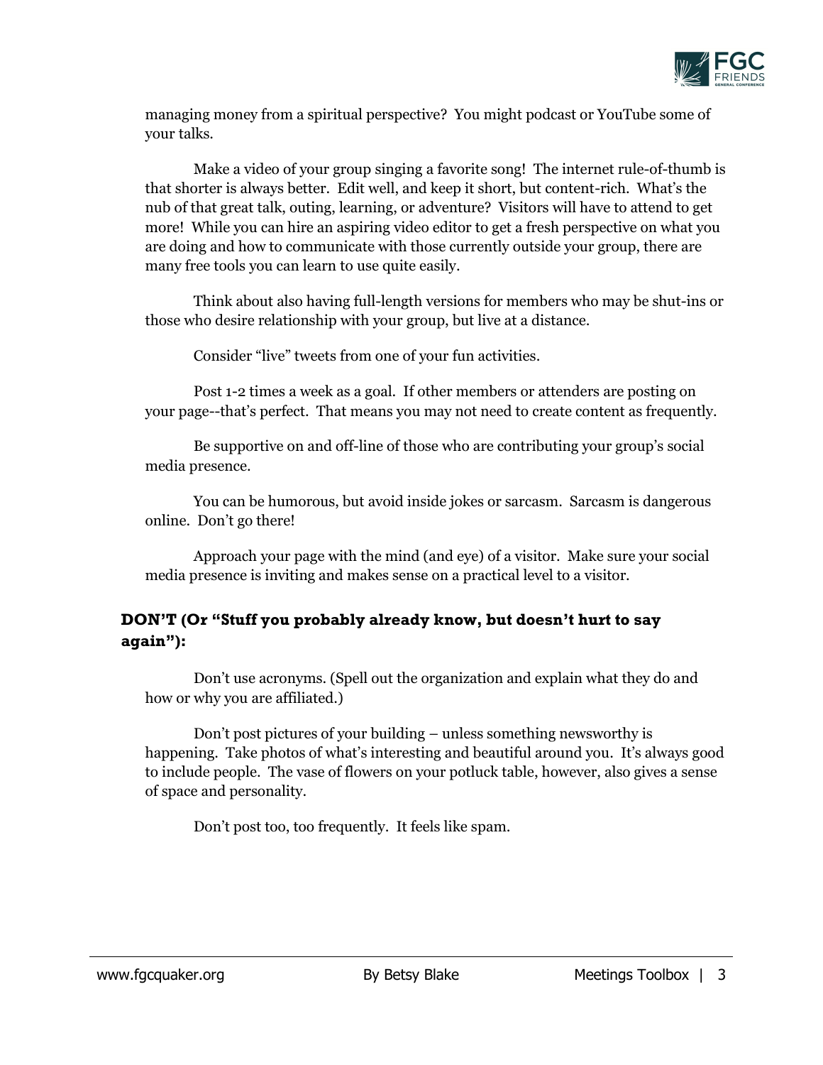managing money from a spiritual perspective? You might podcast or YouTube some of your talks.

Make a video of your group singing a favorite song! The internet rule-of-thumb is that shorter is always better. Edit well, and keep it short, but content-rich. What's the nub of that great talk, outing, learning, or adventure? Visitors will have to attend to get more! While you can hire an aspiring video editor to get a fresh perspective on what you are doing and how to communicate with those currently outside your group, there are many free tools you can learn to use quite easily.

Think about also having full-length versions for members who may be shut-ins or those who desire relationship with your group, but live at a distance.

Consider "live" tweets from one of your fun activities.

Post 1-2 times a week as a goal. If other members or attenders are posting on your page--that's perfect. That means you may not need to create content as frequently.

Be supportive on and off-line of those who are contributing your group's social media presence.

You can be humorous, but avoid inside jokes or sarcasm. Sarcasm is dangerous online. Don't go there!

Approach your page with the mind (and eye) of a visitor. Make sure your social media presence is inviting and makes sense on a practical level to a visitor.

### DON'T (Or "Stuff you probably already know, but doesn't hurt to say again"):

Don't use acronyms. (Spell out the organization and explain what they do and how or why you are affiliated.)

Don't post pictures of your building – unless something newsworthy is happening. Take photos of what's interesting and beautiful around you. It's always good to include people. The vase of flowers on your potluck table, however, also gives a sense of space and personality.

Don't post too, too frequently. It feels like spam.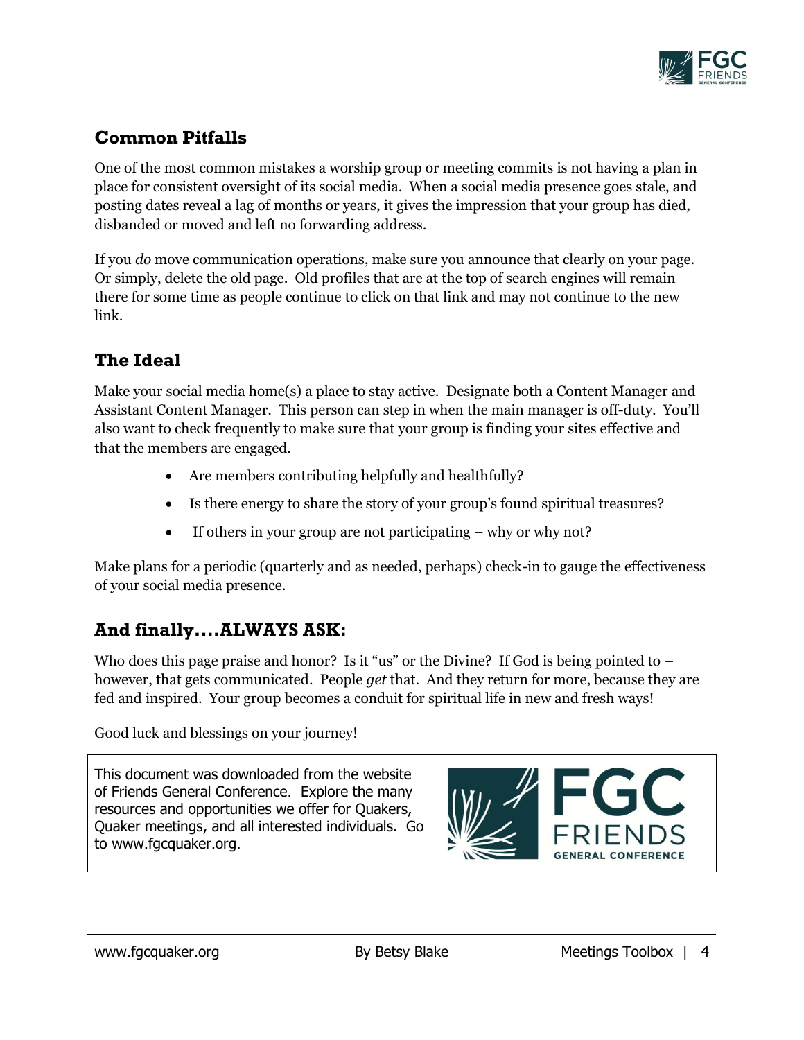## Common Pitfalls

One of the most common mistakes a worship group or meeting commits is not having a plan in place for consistent oversight of its social media. When a social media presence goes stale, and posting dates reveal a lag of months or years, it gives the impression that your group has died, disbanded or moved and left no forwarding address.

If you *do* move communication operations, make sure you announce that clearly on your page. Or simply, delete the old page. Old profiles that are at the top of search engines will remain there for some time as people continue to click on that link and may not continue to the new link.

## The Ideal

Make your social media home(s) a place to stay active. Designate both a Content Manager and Assistant Content Manager. This person can step in when the main manager is off-duty. You'll also want to check frequently to make sure that your group is finding your sites effective and that the members are engaged.

- Are members contributing helpfully and healthfully?
- Is there energy to share the story of your group's found spiritual treasures?
- If others in your group are not participating – why or why not?

Make plans for a periodic (quarterly and as needed, perhaps) check-in to gauge the effectiveness of your social media presence.

## And finally….ALWAYS ASK:

Who does this page praise and honor? Is it "us" or the Divine? If God is being pointed to – however, that gets communicated. People *get* that. And they return for more, because they are fed and inspired. Your group becomes a conduit for spiritual life in new and fresh ways!

Good luck and blessings on your journey!

This document was downloaded from the website of Friends General Conference. Explore the many resources and opportunities we offer for Quakers, Quaker meetings, and all interested individuals. Go to www.fgcquaker.org.